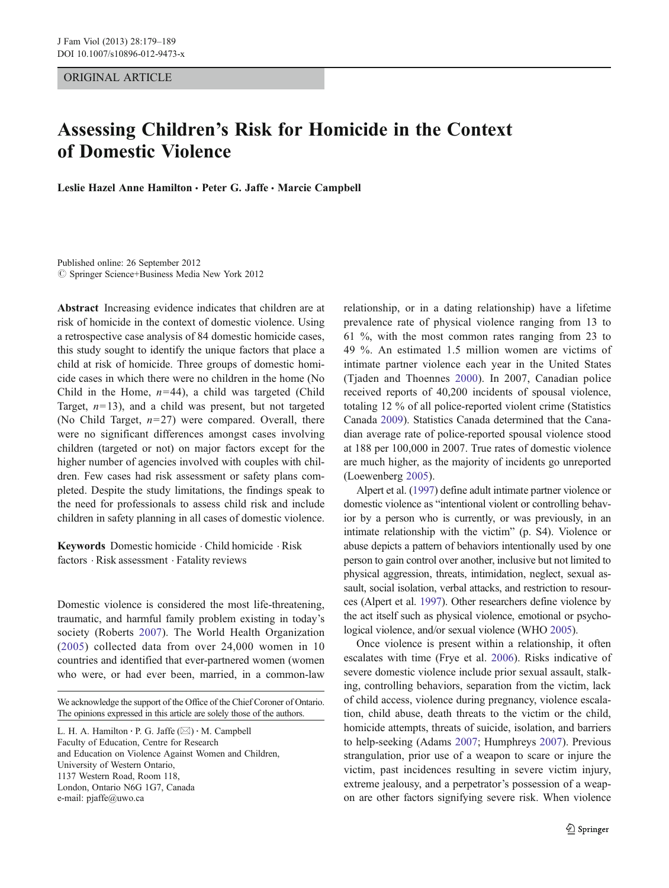ORIGINAL ARTICLE

# Assessing Children's Risk for Homicide in the Context of Domestic Violence

**Leslie Hazel Anne Hamilton · Peter G. Jaffe · Marcie Campbell**

Published online: 26 September 2012
© Springer Science+Business Media New York 2012

**Abstract** Increasing evidence indicates that children are at risk of homicide in the context of domestic violence. Using a retrospective case analysis of 84 domestic homicide cases, this study sought to identify the unique factors that place a child at risk of homicide. Three groups of domestic homicide cases in which there were no children in the home (No Child in the Home, $n=44$), a child was targeted (Child Target, $n=13$), and a child was present, but not targeted (No Child Target, $n=27$) were compared. Overall, there were no significant differences amongst cases involving children (targeted or not) on major factors except for the higher number of agencies involved with couples with children. Few cases had risk assessment or safety plans completed. Despite the study limitations, the findings speak to the need for professionals to assess child risk and include children in safety planning in all cases of domestic violence.

**Keywords** Domestic homicide · Child homicide · Risk factors · Risk assessment · Fatality reviews

Domestic violence is considered the most life-threatening, traumatic, and harmful family problem existing in today's society (Roberts 2007). The World Health Organization (2005) collected data from over 24,000 women in 10 countries and identified that ever-partnered women (women who were, or had ever been, married, in a common-law relationship, or in a dating relationship) have a lifetime prevalence rate of physical violence ranging from 13 to 61 %, with the most common rates ranging from 23 to 49 %. An estimated 1.5 million women are victims of intimate partner violence each year in the United States (Tjaden and Thoennes 2000). In 2007, Canadian police received reports of 40,200 incidents of spousal violence, totaling 12 % of all police-reported violent crime (Statistics Canada 2009). Statistics Canada determined that the Canadian average rate of police-reported spousal violence stood at 188 per 100,000 in 2007. True rates of domestic violence are much higher, as the majority of incidents go unreported (Loewenberg 2005).

Alpert et al. (1997) define adult intimate partner violence or domestic violence as "intentional violent or controlling behavior by a person who is currently, or was previously, in an intimate relationship with the victim" (p. S4). Violence or abuse depicts a pattern of behaviors intentionally used by one person to gain control over another, inclusive but not limited to physical aggression, threats, intimidation, neglect, sexual assault, social isolation, verbal attacks, and restriction to resources (Alpert et al. 1997). Other researchers define violence by the act itself such as physical violence, emotional or psychological violence, and/or sexual violence (WHO 2005).

Once violence is present within a relationship, it often escalates with time (Frye et al. 2006). Risks indicative of severe domestic violence include prior sexual assault, stalking, controlling behaviors, separation from the victim, lack of child access, violence during pregnancy, violence escalation, child abuse, death threats to the victim or the child, homicide attempts, threats of suicide, isolation, and barriers to help-seeking (Adams 2007; Humphreys 2007). Previous strangulation, prior use of a weapon to scare or injure the victim, past incidences resulting in severe victim injury, extreme jealousy, and a perpetrator's possession of a weapon are other factors signifying severe risk. When violence

---

We acknowledge the support of the Office of the Chief Coroner of Ontario. The opinions expressed in this article are solely those of the authors.

L. H. A. Hamilton · P. G. Jaffe (✉) · M. Campbell
Faculty of Education, Centre for Research and Education on Violence Against Women and Children, University of Western Ontario,
1137 Western Road, Room 118,
London, Ontario N6G 1G7, Canada
e-mail: pjaffe@uwo.ca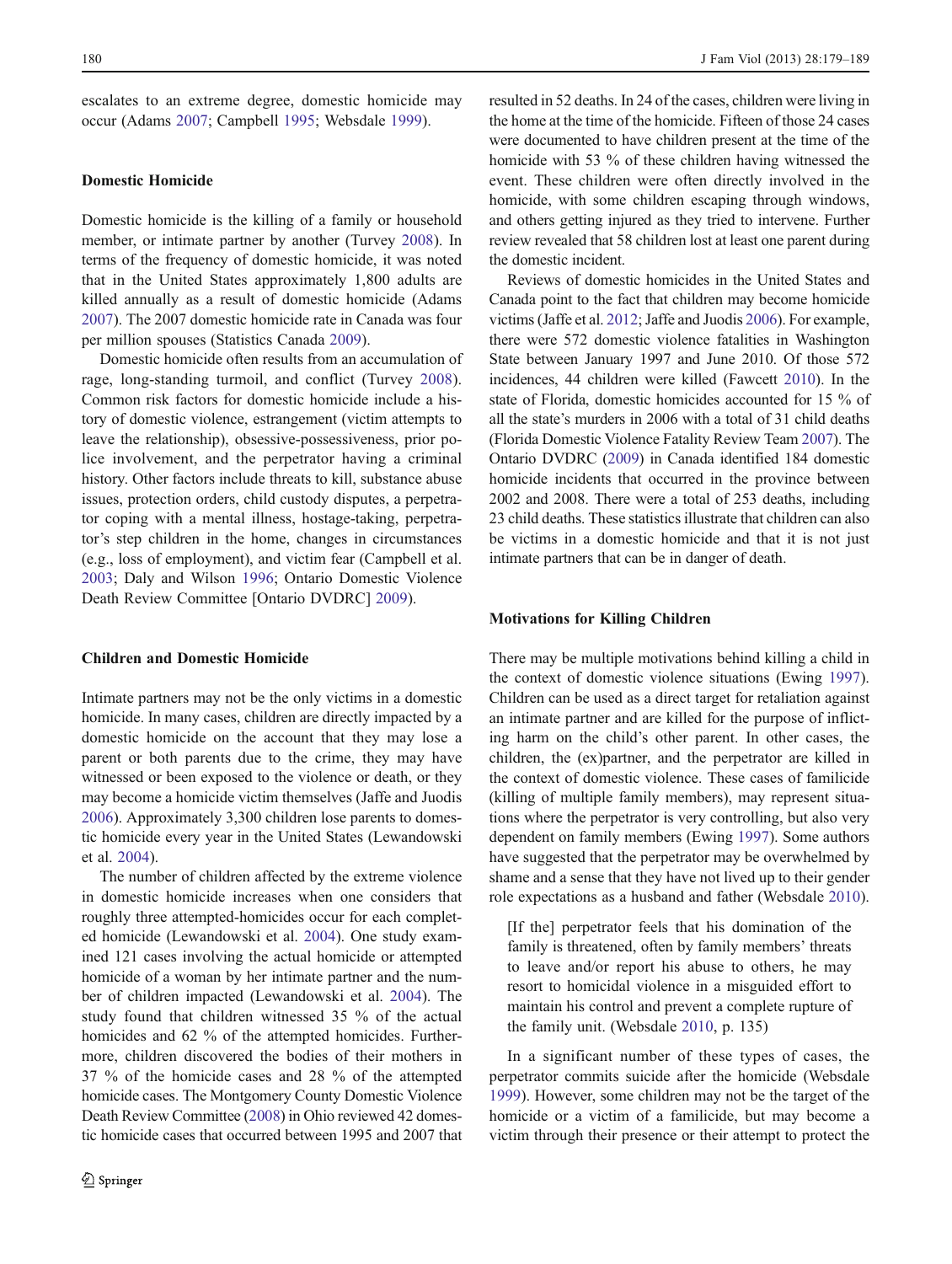escalates to an extreme degree, domestic homicide may occur (Adams 2007; Campbell 1995; Websdale 1999).

### Domestic Homicide

Domestic homicide is the killing of a family or household member, or intimate partner by another (Turvey 2008). In terms of the frequency of domestic homicide, it was noted that in the United States approximately 1,800 adults are killed annually as a result of domestic homicide (Adams 2007). The 2007 domestic homicide rate in Canada was four per million spouses (Statistics Canada 2009).

Domestic homicide often results from an accumulation of rage, long-standing turmoil, and conflict (Turvey 2008). Common risk factors for domestic homicide include a history of domestic violence, estrangement (victim attempts to leave the relationship), obsessive-possessiveness, prior police involvement, and the perpetrator having a criminal history. Other factors include threats to kill, substance abuse issues, protection orders, child custody disputes, a perpetrator coping with a mental illness, hostage-taking, perpetrator's step children in the home, changes in circumstances (e.g., loss of employment), and victim fear (Campbell et al. 2003; Daly and Wilson 1996; Ontario Domestic Violence Death Review Committee [Ontario DVDRC] 2009).

### Children and Domestic Homicide

Intimate partners may not be the only victims in a domestic homicide. In many cases, children are directly impacted by a domestic homicide on the account that they may lose a parent or both parents due to the crime, they may have witnessed or been exposed to the violence or death, or they may become a homicide victim themselves (Jaffe and Juodis 2006). Approximately 3,300 children lose parents to domestic homicide every year in the United States (Lewandowski et al. 2004).

The number of children affected by the extreme violence in domestic homicide increases when one considers that roughly three attempted-homicides occur for each completed homicide (Lewandowski et al. 2004). One study examined 121 cases involving the actual homicide or attempted homicide of a woman by her intimate partner and the number of children impacted (Lewandowski et al. 2004). The study found that children witnessed 35 % of the actual homicides and 62 % of the attempted homicides. Furthermore, children discovered the bodies of their mothers in 37 % of the homicide cases and 28 % of the attempted homicide cases. The Montgomery County Domestic Violence Death Review Committee (2008) in Ohio reviewed 42 domestic homicide cases that occurred between 1995 and 2007 that resulted in 52 deaths. In 24 of the cases, children were living in the home at the time of the homicide. Fifteen of those 24 cases were documented to have children present at the time of the homicide with 53 % of these children having witnessed the event. These children were often directly involved in the homicide, with some children escaping through windows, and others getting injured as they tried to intervene. Further review revealed that 58 children lost at least one parent during the domestic incident.

Reviews of domestic homicides in the United States and Canada point to the fact that children may become homicide victims (Jaffe et al. 2012; Jaffe and Juodis 2006). For example, there were 572 domestic violence fatalities in Washington State between January 1997 and June 2010. Of those 572 incidences, 44 children were killed (Fawcett 2010). In the state of Florida, domestic homicides accounted for 15 % of all the state's murders in 2006 with a total of 31 child deaths (Florida Domestic Violence Fatality Review Team 2007). The Ontario DVDRC (2009) in Canada identified 184 domestic homicide incidents that occurred in the province between 2002 and 2008. There were a total of 253 deaths, including 23 child deaths. These statistics illustrate that children can also be victims in a domestic homicide and that it is not just intimate partners that can be in danger of death.

### Motivations for Killing Children

There may be multiple motivations behind killing a child in the context of domestic violence situations (Ewing 1997). Children can be used as a direct target for retaliation against an intimate partner and are killed for the purpose of inflicting harm on the child's other parent. In other cases, the children, the (ex)partner, and the perpetrator are killed in the context of domestic violence. These cases of familicide (killing of multiple family members), may represent situations where the perpetrator is very controlling, but also very dependent on family members (Ewing 1997). Some authors have suggested that the perpetrator may be overwhelmed by shame and a sense that they have not lived up to their gender role expectations as a husband and father (Websdale 2010).

> [If the] perpetrator feels that his domination of the family is threatened, often by family members' threats to leave and/or report his abuse to others, he may resort to homicidal violence in a misguided effort to maintain his control and prevent a complete rupture of the family unit. (Websdale 2010, p. 135)

In a significant number of these types of cases, the perpetrator commits suicide after the homicide (Websdale 1999). However, some children may not be the target of the homicide or a victim of a familicide, but may become a victim through their presence or their attempt to protect the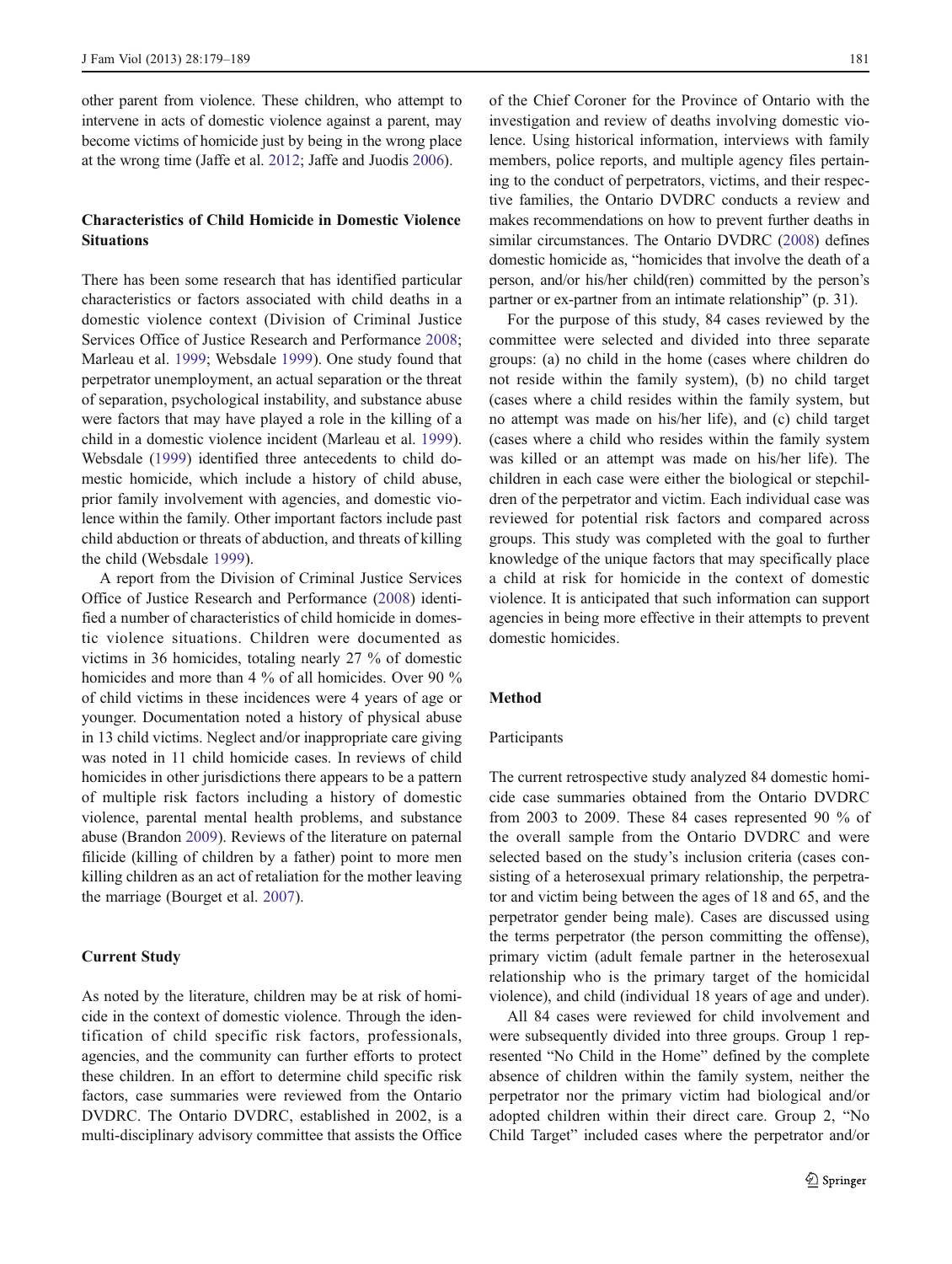other parent from violence. These children, who attempt to intervene in acts of domestic violence against a parent, may become victims of homicide just by being in the wrong place at the wrong time (Jaffe et al. 2012; Jaffe and Juodis 2006).

### Characteristics of Child Homicide in Domestic Violence Situations

There has been some research that has identified particular characteristics or factors associated with child deaths in a domestic violence context (Division of Criminal Justice Services Office of Justice Research and Performance 2008; Marleau et al. 1999; Websdale 1999). One study found that perpetrator unemployment, an actual separation or the threat of separation, psychological instability, and substance abuse were factors that may have played a role in the killing of a child in a domestic violence incident (Marleau et al. 1999). Websdale (1999) identified three antecedents to child domestic homicide, which include a history of child abuse, prior family involvement with agencies, and domestic violence within the family. Other important factors include past child abduction or threats of abduction, and threats of killing the child (Websdale 1999).

A report from the Division of Criminal Justice Services Office of Justice Research and Performance (2008) identified a number of characteristics of child homicide in domestic violence situations. Children were documented as victims in 36 homicides, totaling nearly 27 % of domestic homicides and more than 4 % of all homicides. Over 90 % of child victims in these incidences were 4 years of age or younger. Documentation noted a history of physical abuse in 13 child victims. Neglect and/or inappropriate care giving was noted in 11 child homicide cases. In reviews of child homicides in other jurisdictions there appears to be a pattern of multiple risk factors including a history of domestic violence, parental mental health problems, and substance abuse (Brandon 2009). Reviews of the literature on paternal filicide (killing of children by a father) point to more men killing children as an act of retaliation for the mother leaving the marriage (Bourget et al. 2007).

### Current Study

As noted by the literature, children may be at risk of homicide in the context of domestic violence. Through the identification of child specific risk factors, professionals, agencies, and the community can further efforts to protect these children. In an effort to determine child specific risk factors, case summaries were reviewed from the Ontario DVDRC. The Ontario DVDRC, established in 2002, is a multi-disciplinary advisory committee that assists the Office of the Chief Coroner for the Province of Ontario with the investigation and review of deaths involving domestic violence. Using historical information, interviews with family members, police reports, and multiple agency files pertaining to the conduct of perpetrators, victims, and their respective families, the Ontario DVDRC conducts a review and makes recommendations on how to prevent further deaths in similar circumstances. The Ontario DVDRC (2008) defines domestic homicide as, "homicides that involve the death of a person, and/or his/her child(ren) committed by the person's partner or ex-partner from an intimate relationship" (p. 31).

For the purpose of this study, 84 cases reviewed by the committee were selected and divided into three separate groups: (a) no child in the home (cases where children do not reside within the family system), (b) no child target (cases where a child resides within the family system, but no attempt was made on his/her life), and (c) child target (cases where a child who resides within the family system was killed or an attempt was made on his/her life). The children in each case were either the biological or stepchildren of the perpetrator and victim. Each individual case was reviewed for potential risk factors and compared across groups. This study was completed with the goal to further knowledge of the unique factors that may specifically place a child at risk for homicide in the context of domestic violence. It is anticipated that such information can support agencies in being more effective in their attempts to prevent domestic homicides.

## Method

### Participants

The current retrospective study analyzed 84 domestic homicide case summaries obtained from the Ontario DVDRC from 2003 to 2009. These 84 cases represented 90 % of the overall sample from the Ontario DVDRC and were selected based on the study's inclusion criteria (cases consisting of a heterosexual primary relationship, the perpetrator and victim being between the ages of 18 and 65, and the perpetrator gender being male). Cases are discussed using the terms perpetrator (the person committing the offense), primary victim (adult female partner in the heterosexual relationship who is the primary target of the homicidal violence), and child (individual 18 years of age and under).

All 84 cases were reviewed for child involvement and were subsequently divided into three groups. Group 1 represented "No Child in the Home" defined by the complete absence of children within the family system, neither the perpetrator nor the primary victim had biological and/or adopted children within their direct care. Group 2, "No Child Target" included cases where the perpetrator and/or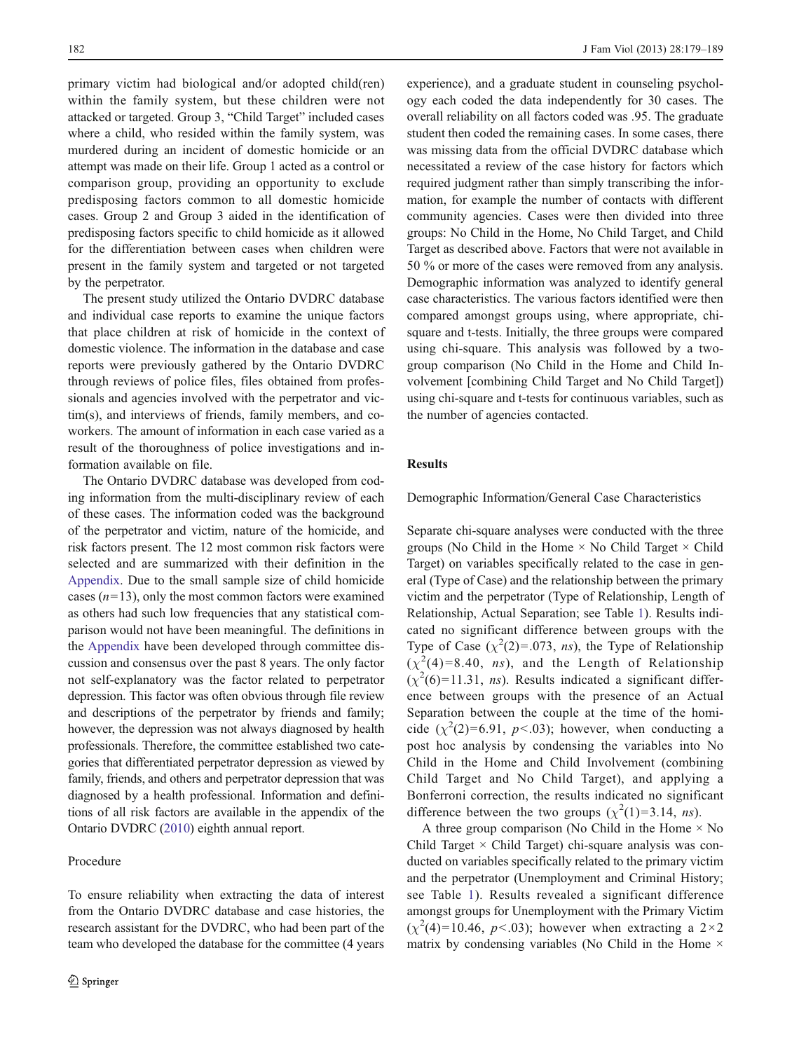primary victim had biological and/or adopted child(ren) within the family system, but these children were not attacked or targeted. Group 3, "Child Target" included cases where a child, who resided within the family system, was murdered during an incident of domestic homicide or an attempt was made on their life. Group 1 acted as a control or comparison group, providing an opportunity to exclude predisposing factors common to all domestic homicide cases. Group 2 and Group 3 aided in the identification of predisposing factors specific to child homicide as it allowed for the differentiation between cases when children were present in the family system and targeted or not targeted by the perpetrator.

The present study utilized the Ontario DVDRC database and individual case reports to examine the unique factors that place children at risk of homicide in the context of domestic violence. The information in the database and case reports were previously gathered by the Ontario DVDRC through reviews of police files, files obtained from professionals and agencies involved with the perpetrator and victim(s), and interviews of friends, family members, and co-workers. The amount of information in each case varied as a result of the thoroughness of police investigations and information available on file.

The Ontario DVDRC database was developed from coding information from the multi-disciplinary review of each of these cases. The information coded was the background of the perpetrator and victim, nature of the homicide, and risk factors present. The 12 most common risk factors were selected and are summarized with their definition in the Appendix. Due to the small sample size of child homicide cases ($n=13$), only the most common factors were examined as others had such low frequencies that any statistical comparison would not have been meaningful. The definitions in the Appendix have been developed through committee discussion and consensus over the past 8 years. The only factor not self-explanatory was the factor related to perpetrator depression. This factor was often obvious through file review and descriptions of the perpetrator by friends and family; however, the depression was not always diagnosed by health professionals. Therefore, the committee established two categories that differentiated perpetrator depression as viewed by family, friends, and others and perpetrator depression that was diagnosed by a health professional. Information and definitions of all risk factors are available in the appendix of the Ontario DVDRC (2010) eighth annual report.

### Procedure

To ensure reliability when extracting the data of interest from the Ontario DVDRC database and case histories, the research assistant for the DVDRC, who had been part of the team who developed the database for the committee (4 years experience), and a graduate student in counseling psychology each coded the data independently for 30 cases. The overall reliability on all factors coded was .95. The graduate student then coded the remaining cases. In some cases, there was missing data from the official DVDRC database which necessitated a review of the case history for factors which required judgment rather than simply transcribing the information, for example the number of contacts with different community agencies. Cases were then divided into three groups: No Child in the Home, No Child Target, and Child Target as described above. Factors that were not available in 50 % or more of the cases were removed from any analysis. Demographic information was analyzed to identify general case characteristics. The various factors identified were then compared amongst groups using, where appropriate, chi-square and t-tests. Initially, the three groups were compared using chi-square. This analysis was followed by a two-group comparison (No Child in the Home and Child Involvement [combining Child Target and No Child Target]) using chi-square and t-tests for continuous variables, such as the number of agencies contacted.

## Results

### Demographic Information/General Case Characteristics

Separate chi-square analyses were conducted with the three groups (No Child in the Home × No Child Target × Child Target) on variables specifically related to the case in general (Type of Case) and the relationship between the primary victim and the perpetrator (Type of Relationship, Length of Relationship, Actual Separation; see Table 1). Results indicated no significant difference between groups with the Type of Case ($\chi^2(2)=.073$, *ns*), the Type of Relationship ($\chi^2(4)=8.40$, *ns*), and the Length of Relationship ($\chi^2(6)=11.31$, *ns*). Results indicated a significant difference between groups with the presence of an Actual Separation between the couple at the time of the homicide ($\chi^2(2)=6.91$, $p<.03$); however, when conducting a post hoc analysis by condensing the variables into No Child in the Home and Child Involvement (combining Child Target and No Child Target), and applying a Bonferroni correction, the results indicated no significant difference between the two groups ($\chi^2(1)=3.14$, *ns*).

A three group comparison (No Child in the Home × No Child Target × Child Target) chi-square analysis was conducted on variables specifically related to the primary victim and the perpetrator (Unemployment and Criminal History; see Table 1). Results revealed a significant difference amongst groups for Unemployment with the Primary Victim ($\chi^2(4)=10.46$, $p<.03$); however when extracting a 2×2 matrix by condensing variables (No Child in the Home ×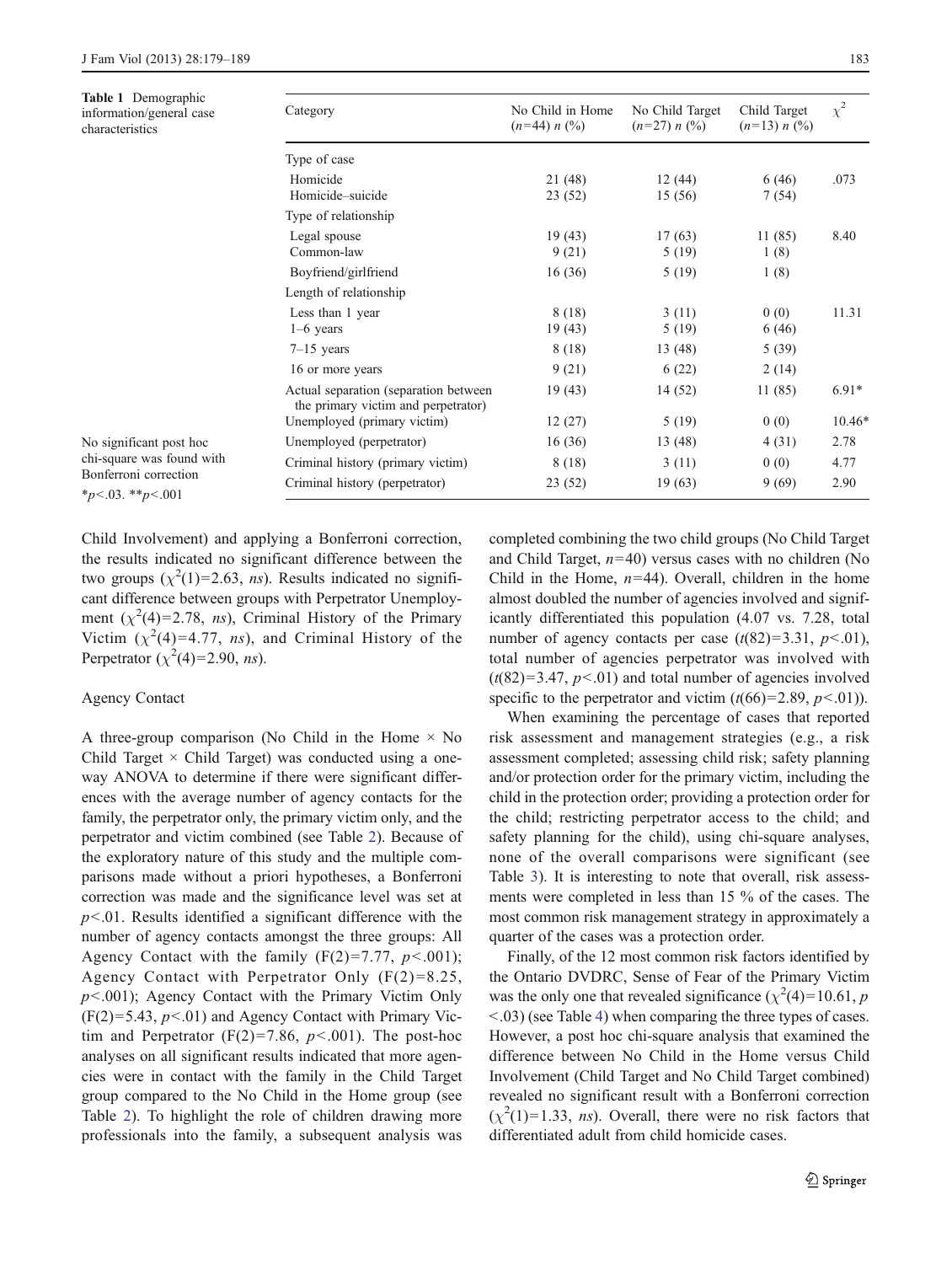**Table 1** Demographic information/general case characteristics

| Category | No Child in Home ($n$=44) $n$ (%) | No Child Target ($n$=27) $n$ (%) | Child Target ($n$=13) $n$ (%) | $\chi^2$ |
|---|---|---|---|---|
| Type of case | | | | |
| Homicide | 21 (48) | 12 (44) | 6 (46) | .073 |
| Homicide–suicide | 23 (52) | 15 (56) | 7 (54) | |
| Type of relationship | | | | |
| Legal spouse | 19 (43) | 17 (63) | 11 (85) | 8.40 |
| Common-law | 9 (21) | 5 (19) | 1 (8) | |
| Boyfriend/girlfriend | 16 (36) | 5 (19) | 1 (8) | |
| Length of relationship | | | | |
| Less than 1 year | 8 (18) | 3 (11) | 0 (0) | 11.31 |
| 1–6 years | 19 (43) | 5 (19) | 6 (46) | |
| 7–15 years | 8 (18) | 13 (48) | 5 (39) | |
| 16 or more years | 9 (21) | 6 (22) | 2 (14) | |
| Actual separation (separation between the primary victim and perpetrator) | 19 (43) | 14 (52) | 11 (85) | 6.91* |
| Unemployed (primary victim) | 12 (27) | 5 (19) | 0 (0) | 10.46* |
| Unemployed (perpetrator) | 16 (36) | 13 (48) | 4 (31) | 2.78 |
| Criminal history (primary victim) | 8 (18) | 3 (11) | 0 (0) | 4.77 |
| Criminal history (perpetrator) | 23 (52) | 19 (63) | 9 (69) | 2.90 |

No significant post hoc chi-square was found with Bonferroni correction

*$p$<.03. **$p$<.001

Child Involvement) and applying a Bonferroni correction, the results indicated no significant difference between the two groups ($\chi^2(1)$=2.63, *ns*). Results indicated no significant difference between groups with Perpetrator Unemployment ($\chi^2(4)$=2.78, *ns*), Criminal History of the Primary Victim ($\chi^2(4)$=4.77, *ns*), and Criminal History of the Perpetrator ($\chi^2(4)$=2.90, *ns*).

## Agency Contact

A three-group comparison (No Child in the Home × No Child Target × Child Target) was conducted using a one-way ANOVA to determine if there were significant differences with the average number of agency contacts for the family, the perpetrator only, the primary victim only, and the perpetrator and victim combined (see Table 2). Because of the exploratory nature of this study and the multiple comparisons made without a priori hypotheses, a Bonferroni correction was made and the significance level was set at $p$<.01. Results identified a significant difference with the number of agency contacts amongst the three groups: All Agency Contact with the family (F(2)=7.77, $p$<.001); Agency Contact with Perpetrator Only (F(2)=8.25, $p$<.001); Agency Contact with the Primary Victim Only (F(2)=5.43, $p$<.01) and Agency Contact with Primary Victim and Perpetrator (F(2)=7.86, $p$<.001). The post-hoc analyses on all significant results indicated that more agencies were in contact with the family in the Child Target group compared to the No Child in the Home group (see Table 2). To highlight the role of children drawing more professionals into the family, a subsequent analysis was completed combining the two child groups (No Child Target and Child Target, $n$=40) versus cases with no children (No Child in the Home, $n$=44). Overall, children in the home almost doubled the number of agencies involved and significantly differentiated this population (4.07 vs. 7.28, total number of agency contacts per case ($t$(82)=3.31, $p$<.01), total number of agencies perpetrator was involved with ($t$(82)=3.47, $p$<.01) and total number of agencies involved specific to the perpetrator and victim ($t$(66)=2.89, $p$<.01)).

When examining the percentage of cases that reported risk assessment and management strategies (e.g., a risk assessment completed; assessing child risk; safety planning and/or protection order for the primary victim, including the child in the protection order; providing a protection order for the child; restricting perpetrator access to the child; and safety planning for the child), using chi-square analyses, none of the overall comparisons were significant (see Table 3). It is interesting to note that overall, risk assessments were completed in less than 15 % of the cases. The most common risk management strategy in approximately a quarter of the cases was a protection order.

Finally, of the 12 most common risk factors identified by the Ontario DVDRC, Sense of Fear of the Primary Victim was the only one that revealed significance ($\chi^2(4)$=10.61, $p$ <.03) (see Table 4) when comparing the three types of cases. However, a post hoc chi-square analysis that examined the difference between No Child in the Home versus Child Involvement (Child Target and No Child Target combined) revealed no significant result with a Bonferroni correction ($\chi^2(1)$=1.33, *ns*). Overall, there were no risk factors that differentiated adult from child homicide cases.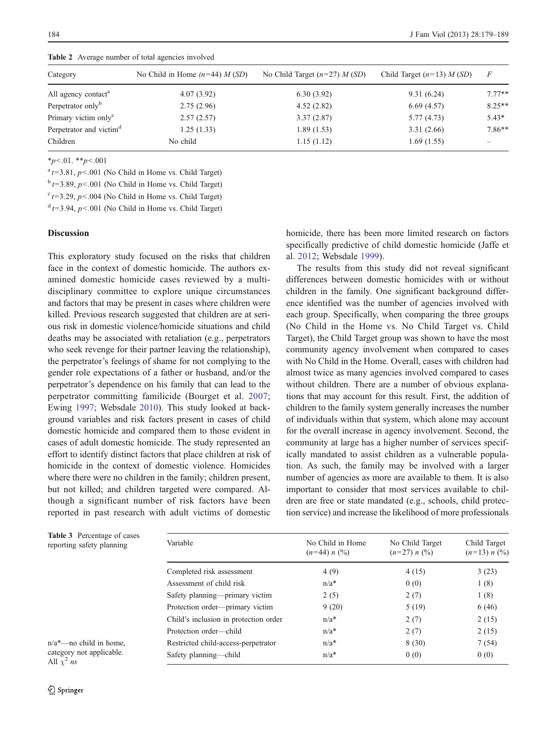**Table 2** Average number of total agencies involved

| Category | No Child in Home ($n$=44) $M$ ($SD$) | No Child Target ($n$=27) $M$ ($SD$) | Child Target ($n$=13) $M$ ($SD$) | $F$ |
|---|---|---|---|---|
| All agency contact[a] | 4.07 (3.92) | 6.30 (3.92) | 9.31 (6.24) | 7.77** |
| Perpetrator only[b] | 2.75 (2.96) | 4.52 (2.82) | 6.69 (4.57) | 8.25** |
| Primary victim only[c] | 2.57 (2.57) | 3.37 (2.87) | 5.77 (4.73) | 5.43* |
| Perpetrator and victim[d] | 1.25 (1.33) | 1.89 (1.53) | 3.31 (2.66) | 7.86** |
| Children | No child | 1.15 (1.12) | 1.69 (1.55) | – |

*$p$<.01. **$p$<.001

[a] $t$=3.81, $p$<.001 (No Child in Home vs. Child Target)

[b] $t$=3.89, $p$<.001 (No Child in Home vs. Child Target)

[c] $t$=3.29, $p$<.004 (No Child in Home vs. Child Target)

[d] $t$=3.94, $p$<.001 (No Child in Home vs. Child Target)

## Discussion

This exploratory study focused on the risks that children face in the context of domestic homicide. The authors examined domestic homicide cases reviewed by a multidisciplinary committee to explore unique circumstances and factors that may be present in cases where children were killed. Previous research suggested that children are at serious risk in domestic violence/homicide situations and child deaths may be associated with retaliation (e.g., perpetrators who seek revenge for their partner leaving the relationship), the perpetrator's feelings of shame for not complying to the gender role expectations of a father or husband, and/or the perpetrator's dependence on his family that can lead to the perpetrator committing familicide (Bourget et al. 2007; Ewing 1997; Websdale 2010). This study looked at background variables and risk factors present in cases of child domestic homicide and compared them to those evident in cases of adult domestic homicide. The study represented an effort to identify distinct factors that place children at risk of homicide in the context of domestic violence. Homicides where there were no children in the family; children present, but not killed; and children targeted were compared. Although a significant number of risk factors have been reported in past research with adult victims of domestic homicide, there has been more limited research on factors specifically predictive of child domestic homicide (Jaffe et al. 2012; Websdale 1999).

The results from this study did not reveal significant differences between domestic homicides with or without children in the family. One significant background difference identified was the number of agencies involved with each group. Specifically, when comparing the three groups (No Child in the Home vs. No Child Target vs. Child Target), the Child Target group was shown to have the most community agency involvement when compared to cases with No Child in the Home. Overall, cases with children had almost twice as many agencies involved compared to cases without children. There are a number of obvious explanations that may account for this result. First, the addition of children to the family system generally increases the number of individuals within that system, which alone may account for the overall increase in agency involvement. Second, the community at large has a higher number of services specifically mandated to assist children as a vulnerable population. As such, the family may be involved with a larger number of agencies as more are available to them. It is also important to consider that most services available to children are free or state mandated (e.g., schools, child protection service) and increase the likelihood of more professionals

**Table 3** Percentage of cases reporting safety planning

| Variable | No Child in Home ($n$=44) $n$ (%) | No Child Target ($n$=27) $n$ (%) | Child Target ($n$=13) $n$ (%) |
|---|---|---|---|
| Completed risk assessment | 4 (9) | 4 (15) | 3 (23) |
| Assessment of child risk | n/a* | 0 (0) | 1 (8) |
| Safety planning—primary victim | 2 (5) | 2 (7) | 1 (8) |
| Protection order—primary victim | 9 (20) | 5 (19) | 6 (46) |
| Child's inclusion in protection order | n/a* | 2 (7) | 2 (15) |
| Protection order—child | n/a* | 2 (7) | 2 (15) |
| Restricted child-access-perpetrator | n/a* | 8 (30) | 7 (54) |
| Safety planning—child | n/a* | 0 (0) | 0 (0) |

n/a*—no child in home, category not applicable. All $\chi^2$ $ns$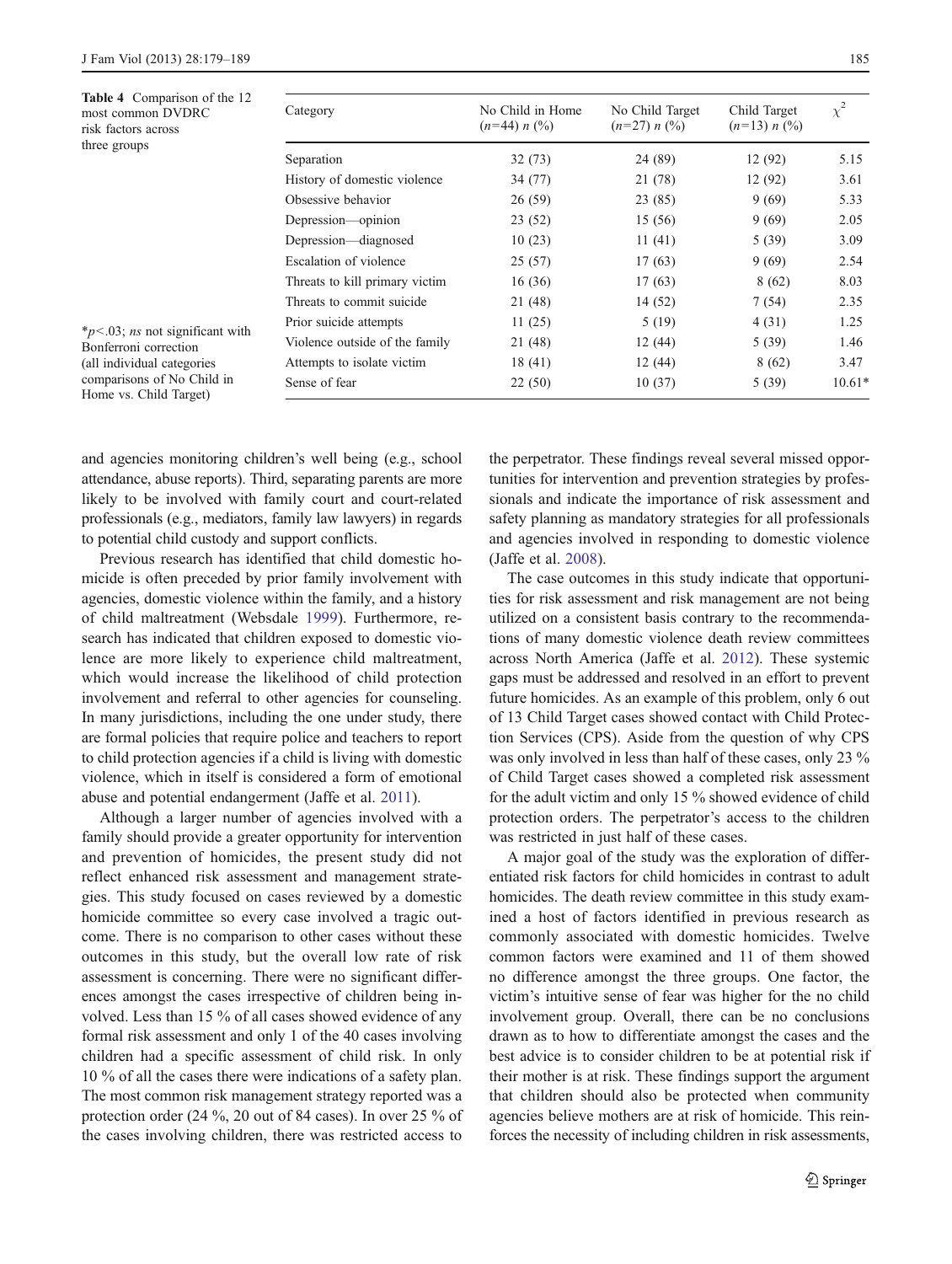**Table 4** Comparison of the 12 most common DVDRC risk factors across three groups

| Category | No Child in Home ($n$=44) $n$ (%) | No Child Target ($n$=27) $n$ (%) | Child Target ($n$=13) $n$ (%) | $\chi^2$ |
|---|---|---|---|---|
| Separation | 32 (73) | 24 (89) | 12 (92) | 5.15 |
| History of domestic violence | 34 (77) | 21 (78) | 12 (92) | 3.61 |
| Obsessive behavior | 26 (59) | 23 (85) | 9 (69) | 5.33 |
| Depression—opinion | 23 (52) | 15 (56) | 9 (69) | 2.05 |
| Depression—diagnosed | 10 (23) | 11 (41) | 5 (39) | 3.09 |
| Escalation of violence | 25 (57) | 17 (63) | 9 (69) | 2.54 |
| Threats to kill primary victim | 16 (36) | 17 (63) | 8 (62) | 8.03 |
| Threats to commit suicide | 21 (48) | 14 (52) | 7 (54) | 2.35 |
| Prior suicide attempts | 11 (25) | 5 (19) | 4 (31) | 1.25 |
| Violence outside of the family | 21 (48) | 12 (44) | 5 (39) | 1.46 |
| Attempts to isolate victim | 18 (41) | 12 (44) | 8 (62) | 3.47 |
| Sense of fear | 22 (50) | 10 (37) | 5 (39) | 10.61* |

*$p$<.03; *ns* not significant with Bonferroni correction (all individual categories comparisons of No Child in Home vs. Child Target)

and agencies monitoring children's well being (e.g., school attendance, abuse reports). Third, separating parents are more likely to be involved with family court and court-related professionals (e.g., mediators, family law lawyers) in regards to potential child custody and support conflicts.

Previous research has identified that child domestic homicide is often preceded by prior family involvement with agencies, domestic violence within the family, and a history of child maltreatment (Websdale 1999). Furthermore, research has indicated that children exposed to domestic violence are more likely to experience child maltreatment, which would increase the likelihood of child protection involvement and referral to other agencies for counseling. In many jurisdictions, including the one under study, there are formal policies that require police and teachers to report to child protection agencies if a child is living with domestic violence, which in itself is considered a form of emotional abuse and potential endangerment (Jaffe et al. 2011).

Although a larger number of agencies involved with a family should provide a greater opportunity for intervention and prevention of homicides, the present study did not reflect enhanced risk assessment and management strategies. This study focused on cases reviewed by a domestic homicide committee so every case involved a tragic outcome. There is no comparison to other cases without these outcomes in this study, but the overall low rate of risk assessment is concerning. There were no significant differences amongst the cases irrespective of children being involved. Less than 15 % of all cases showed evidence of any formal risk assessment and only 1 of the 40 cases involving children had a specific assessment of child risk. In only 10 % of all the cases there were indications of a safety plan. The most common risk management strategy reported was a protection order (24 %, 20 out of 84 cases). In over 25 % of the cases involving children, there was restricted access to the perpetrator. These findings reveal several missed opportunities for intervention and prevention strategies by professionals and indicate the importance of risk assessment and safety planning as mandatory strategies for all professionals and agencies involved in responding to domestic violence (Jaffe et al. 2008).

The case outcomes in this study indicate that opportunities for risk assessment and risk management are not being utilized on a consistent basis contrary to the recommendations of many domestic violence death review committees across North America (Jaffe et al. 2012). These systemic gaps must be addressed and resolved in an effort to prevent future homicides. As an example of this problem, only 6 out of 13 Child Target cases showed contact with Child Protection Services (CPS). Aside from the question of why CPS was only involved in less than half of these cases, only 23 % of Child Target cases showed a completed risk assessment for the adult victim and only 15 % showed evidence of child protection orders. The perpetrator's access to the children was restricted in just half of these cases.

A major goal of the study was the exploration of differentiated risk factors for child homicides in contrast to adult homicides. The death review committee in this study examined a host of factors identified in previous research as commonly associated with domestic homicides. Twelve common factors were examined and 11 of them showed no difference amongst the three groups. One factor, the victim's intuitive sense of fear was higher for the no child involvement group. Overall, there can be no conclusions drawn as to how to differentiate amongst the cases and the best advice is to consider children to be at potential risk if their mother is at risk. These findings support the argument that children should also be protected when community agencies believe mothers are at risk of homicide. This reinforces the necessity of including children in risk assessments,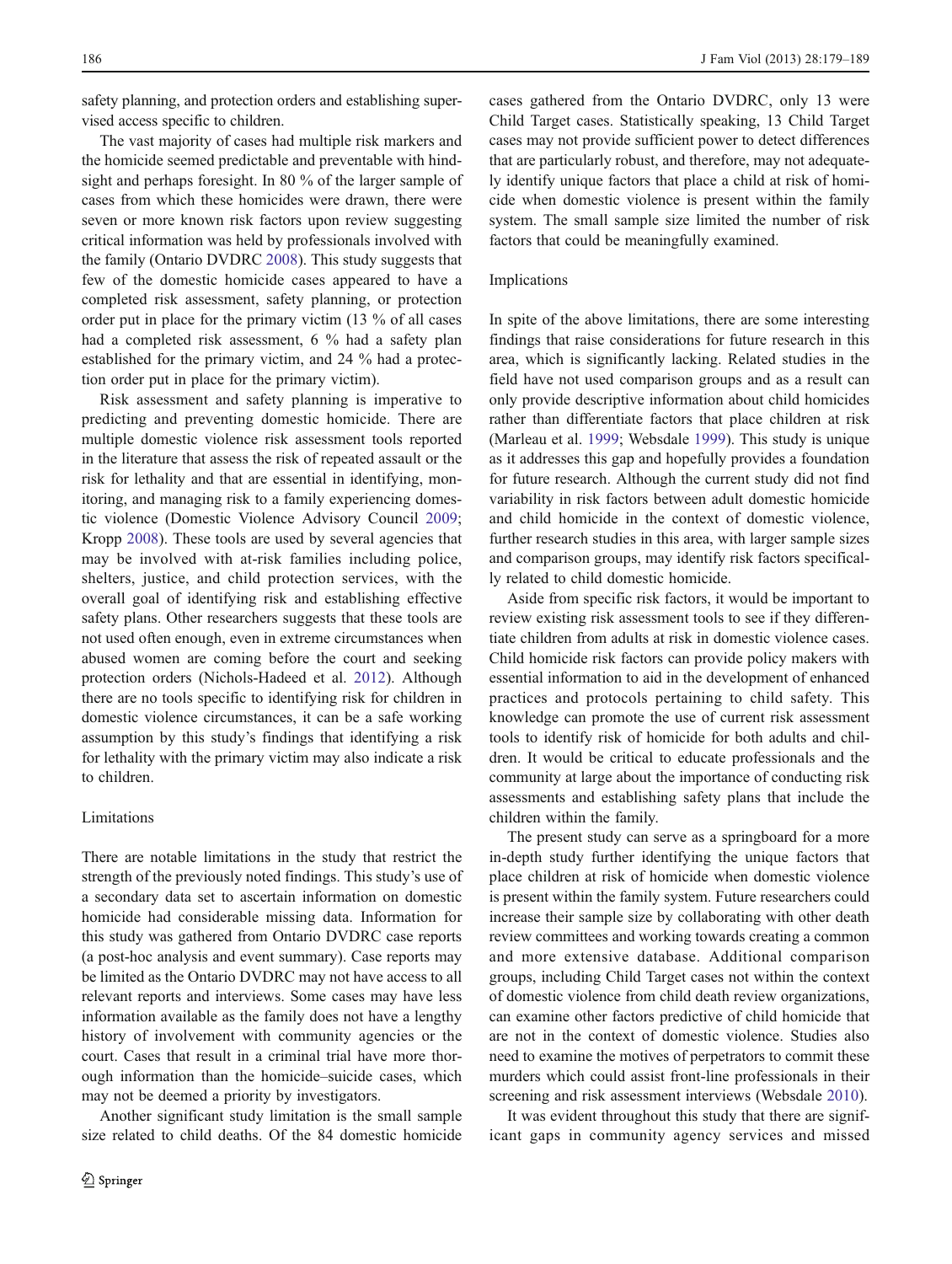safety planning, and protection orders and establishing supervised access specific to children.

The vast majority of cases had multiple risk markers and the homicide seemed predictable and preventable with hindsight and perhaps foresight. In 80 % of the larger sample of cases from which these homicides were drawn, there were seven or more known risk factors upon review suggesting critical information was held by professionals involved with the family (Ontario DVDRC 2008). This study suggests that few of the domestic homicide cases appeared to have a completed risk assessment, safety planning, or protection order put in place for the primary victim (13 % of all cases had a completed risk assessment, 6 % had a safety plan established for the primary victim, and 24 % had a protection order put in place for the primary victim).

Risk assessment and safety planning is imperative to predicting and preventing domestic homicide. There are multiple domestic violence risk assessment tools reported in the literature that assess the risk of repeated assault or the risk for lethality and that are essential in identifying, monitoring, and managing risk to a family experiencing domestic violence (Domestic Violence Advisory Council 2009; Kropp 2008). These tools are used by several agencies that may be involved with at-risk families including police, shelters, justice, and child protection services, with the overall goal of identifying risk and establishing effective safety plans. Other researchers suggests that these tools are not used often enough, even in extreme circumstances when abused women are coming before the court and seeking protection orders (Nichols-Hadeed et al. 2012). Although there are no tools specific to identifying risk for children in domestic violence circumstances, it can be a safe working assumption by this study's findings that identifying a risk for lethality with the primary victim may also indicate a risk to children.

## Limitations

There are notable limitations in the study that restrict the strength of the previously noted findings. This study's use of a secondary data set to ascertain information on domestic homicide had considerable missing data. Information for this study was gathered from Ontario DVDRC case reports (a post-hoc analysis and event summary). Case reports may be limited as the Ontario DVDRC may not have access to all relevant reports and interviews. Some cases may have less information available as the family does not have a lengthy history of involvement with community agencies or the court. Cases that result in a criminal trial have more thorough information than the homicide–suicide cases, which may not be deemed a priority by investigators.

Another significant study limitation is the small sample size related to child deaths. Of the 84 domestic homicide cases gathered from the Ontario DVDRC, only 13 were Child Target cases. Statistically speaking, 13 Child Target cases may not provide sufficient power to detect differences that are particularly robust, and therefore, may not adequately identify unique factors that place a child at risk of homicide when domestic violence is present within the family system. The small sample size limited the number of risk factors that could be meaningfully examined.

## Implications

In spite of the above limitations, there are some interesting findings that raise considerations for future research in this area, which is significantly lacking. Related studies in the field have not used comparison groups and as a result can only provide descriptive information about child homicides rather than differentiate factors that place children at risk (Marleau et al. 1999; Websdale 1999). This study is unique as it addresses this gap and hopefully provides a foundation for future research. Although the current study did not find variability in risk factors between adult domestic homicide and child homicide in the context of domestic violence, further research studies in this area, with larger sample sizes and comparison groups, may identify risk factors specifically related to child domestic homicide.

Aside from specific risk factors, it would be important to review existing risk assessment tools to see if they differentiate children from adults at risk in domestic violence cases. Child homicide risk factors can provide policy makers with essential information to aid in the development of enhanced practices and protocols pertaining to child safety. This knowledge can promote the use of current risk assessment tools to identify risk of homicide for both adults and children. It would be critical to educate professionals and the community at large about the importance of conducting risk assessments and establishing safety plans that include the children within the family.

The present study can serve as a springboard for a more in-depth study further identifying the unique factors that place children at risk of homicide when domestic violence is present within the family system. Future researchers could increase their sample size by collaborating with other death review committees and working towards creating a common and more extensive database. Additional comparison groups, including Child Target cases not within the context of domestic violence from child death review organizations, can examine other factors predictive of child homicide that are not in the context of domestic violence. Studies also need to examine the motives of perpetrators to commit these murders which could assist front-line professionals in their screening and risk assessment interviews (Websdale 2010).

It was evident throughout this study that there are significant gaps in community agency services and missed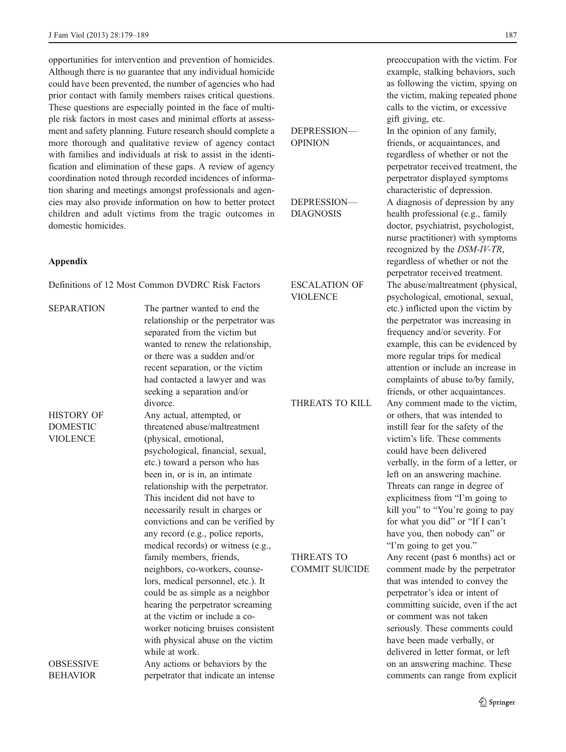opportunities for intervention and prevention of homicides. Although there is no guarantee that any individual homicide could have been prevented, the number of agencies who had prior contact with family members raises critical questions. These questions are especially pointed in the face of multiple risk factors in most cases and minimal efforts at assessment and safety planning. Future research should complete a more thorough and qualitative review of agency contact with families and individuals at risk to assist in the identification and elimination of these gaps. A review of agency coordination noted through recorded incidences of information sharing and meetings amongst professionals and agencies may also provide information on how to better protect children and adult victims from the tragic outcomes in domestic homicides.

## Appendix

Definitions of 12 Most Common DVDRC Risk Factors

| | |
|---|---|
| SEPARATION | The partner wanted to end the relationship or the perpetrator was separated from the victim but wanted to renew the relationship, or there was a sudden and/or recent separation, or the victim had contacted a lawyer and was seeking a separation and/or divorce. |
| HISTORY OF DOMESTIC VIOLENCE | Any actual, attempted, or threatened abuse/maltreatment (physical, emotional, psychological, financial, sexual, etc.) toward a person who has been in, or is in, an intimate relationship with the perpetrator. This incident did not have to necessarily result in charges or convictions and can be verified by any record (e.g., police reports, medical records) or witness (e.g., family members, friends, neighbors, co-workers, counselors, medical personnel, etc.). It could be as simple as a neighbor hearing the perpetrator screaming at the victim or include a co-worker noticing bruises consistent with physical abuse on the victim while at work. |
| OBSESSIVE BEHAVIOR | Any actions or behaviors by the perpetrator that indicate an intense preoccupation with the victim. For example, stalking behaviors, such as following the victim, spying on the victim, making repeated phone calls to the victim, or excessive gift giving, etc. |
| DEPRESSION—OPINION | In the opinion of any family, friends, or acquaintances, and regardless of whether or not the perpetrator received treatment, the perpetrator displayed symptoms characteristic of depression. |
| DEPRESSION—DIAGNOSIS | A diagnosis of depression by any health professional (e.g., family doctor, psychiatrist, psychologist, nurse practitioner) with symptoms recognized by the *DSM-IV-TR*, regardless of whether or not the perpetrator received treatment. |
| ESCALATION OF VIOLENCE | The abuse/maltreatment (physical, psychological, emotional, sexual, etc.) inflicted upon the victim by the perpetrator was increasing in frequency and/or severity. For example, this can be evidenced by more regular trips for medical attention or include an increase in complaints of abuse to/by family, friends, or other acquaintances. |
| THREATS TO KILL | Any comment made to the victim, or others, that was intended to instill fear for the safety of the victim's life. These comments could have been delivered verbally, in the form of a letter, or left on an answering machine. Threats can range in degree of explicitness from "I'm going to kill you" to "You're going to pay for what you did" or "If I can't have you, then nobody can" or "I'm going to get you." |
| THREATS TO COMMIT SUICIDE | Any recent (past 6 months) act or comment made by the perpetrator that was intended to convey the perpetrator's idea or intent of committing suicide, even if the act or comment was not taken seriously. These comments could have been made verbally, or delivered in letter format, or left on an answering machine. These comments can range from explicit |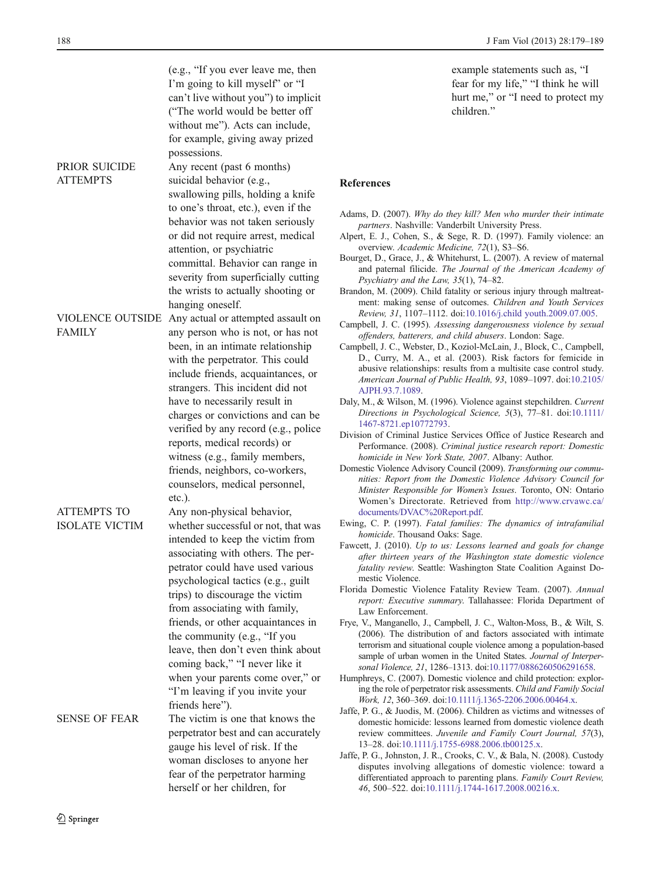(e.g., "If you ever leave me, then I'm going to kill myself" or "I can't live without you") to implicit ("The world would be better off without me"). Acts can include, for example, giving away prized possessions.

| | |
|---|---|
| PRIOR SUICIDE ATTEMPTS | Any recent (past 6 months) suicidal behavior (e.g., swallowing pills, holding a knife to one's throat, etc.), even if the behavior was not taken seriously or did not require arrest, medical attention, or psychiatric committal. Behavior can range in severity from superficially cutting the wrists to actually shooting or hanging oneself. |
| VIOLENCE OUTSIDE FAMILY | Any actual or attempted assault on any person who is not, or has not been, in an intimate relationship with the perpetrator. This could include friends, acquaintances, or strangers. This incident did not have to necessarily result in charges or convictions and can be verified by any record (e.g., police reports, medical records) or witness (e.g., family members, friends, neighbors, co-workers, counselors, medical personnel, etc.). |
| ATTEMPTS TO ISOLATE VICTIM | Any non-physical behavior, whether successful or not, that was intended to keep the victim from associating with others. The perpetrator could have used various psychological tactics (e.g., guilt trips) to discourage the victim from associating with family, friends, or other acquaintances in the community (e.g., "If you leave, then don't even think about coming back," "I never like it when your parents come over," or "I'm leaving if you invite your friends here"). |
| SENSE OF FEAR | The victim is one that knows the perpetrator best and can accurately gauge his level of risk. If the woman discloses to anyone her fear of the perpetrator harming herself or her children, for example statements such as, "I fear for my life," "I think he will hurt me," or "I need to protect my children." |

## References

Adams, D. (2007). *Why do they kill? Men who murder their intimate partners*. Nashville: Vanderbilt University Press.

Alpert, E. J., Cohen, S., & Sege, R. D. (1997). Family violence: an overview. *Academic Medicine, 72*(1), S3–S6.

Bourget, D., Grace, J., & Whitehurst, L. (2007). A review of maternal and paternal filicide. *The Journal of the American Academy of Psychiatry and the Law, 35*(1), 74–82.

Brandon, M. (2009). Child fatality or serious injury through maltreatment: making sense of outcomes. *Children and Youth Services Review, 31*, 1107–1112. doi:10.1016/j.child youth.2009.07.005.

Campbell, J. C. (1995). *Assessing dangerousness violence by sexual offenders, batterers, and child abusers*. London: Sage.

Campbell, J. C., Webster, D., Koziol-McLain, J., Block, C., Campbell, D., Curry, M. A., et al. (2003). Risk factors for femicide in abusive relationships: results from a multisite case control study. *American Journal of Public Health, 93*, 1089–1097. doi:10.2105/AJPH.93.7.1089.

Daly, M., & Wilson, M. (1996). Violence against stepchildren. *Current Directions in Psychological Science, 5*(3), 77–81. doi:10.1111/1467-8721.ep10772793.

Division of Criminal Justice Services Office of Justice Research and Performance. (2008). *Criminal justice research report: Domestic homicide in New York State, 2007*. Albany: Author.

Domestic Violence Advisory Council (2009). *Transforming our communities: Report from the Domestic Violence Advisory Council for Minister Responsible for Women's Issues*. Toronto, ON: Ontario Women's Directorate. Retrieved from http://www.crvawc.ca/documents/DVAC%20Report.pdf.

Ewing, C. P. (1997). *Fatal families: The dynamics of intrafamilial homicide*. Thousand Oaks: Sage.

Fawcett, J. (2010). *Up to us: Lessons learned and goals for change after thirteen years of the Washington state domestic violence fatality review*. Seattle: Washington State Coalition Against Domestic Violence.

Florida Domestic Violence Fatality Review Team. (2007). *Annual report: Executive summary*. Tallahassee: Florida Department of Law Enforcement.

Frye, V., Manganello, J., Campbell, J. C., Walton-Moss, B., & Wilt, S. (2006). The distribution of and factors associated with intimate terrorism and situational couple violence among a population-based sample of urban women in the United States. *Journal of Interpersonal Violence, 21*, 1286–1313. doi:10.1177/0886260506291658.

Humphreys, C. (2007). Domestic violence and child protection: exploring the role of perpetrator risk assessments. *Child and Family Social Work, 12*, 360–369. doi:10.1111/j.1365-2206.2006.00464.x.

Jaffe, P. G., & Juodis, M. (2006). Children as victims and witnesses of domestic homicide: lessons learned from domestic violence death review committees. *Juvenile and Family Court Journal, 57*(3), 13–28. doi:10.1111/j.1755-6988.2006.tb00125.x.

Jaffe, P. G., Johnston, J. R., Crooks, C. V., & Bala, N. (2008). Custody disputes involving allegations of domestic violence: toward a differentiated approach to parenting plans. *Family Court Review, 46*, 500–522. doi:10.1111/j.1744-1617.2008.00216.x.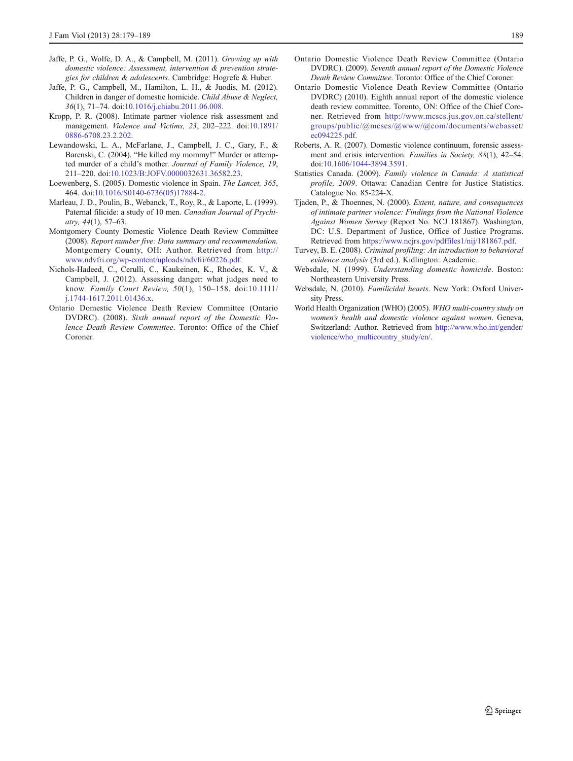Jaffe, P. G., Wolfe, D. A., & Campbell, M. (2011). *Growing up with domestic violence: Assessment, intervention & prevention strategies for children & adolescents*. Cambridge: Hogrefe & Huber.

Jaffe, P. G., Campbell, M., Hamilton, L. H., & Juodis, M. (2012). Children in danger of domestic homicide. *Child Abuse & Neglect, 36*(1), 71–74. doi:10.1016/j.chiabu.2011.06.008.

Kropp, P. R. (2008). Intimate partner violence risk assessment and management. *Violence and Victims, 23*, 202–222. doi:10.1891/0886-6708.23.2.202.

Lewandowski, L. A., McFarlane, J., Campbell, J. C., Gary, F., & Barenski, C. (2004). "He killed my mommy!" Murder or attempted murder of a child's mother. *Journal of Family Violence, 19*, 211–220. doi:10.1023/B:JOFV.0000032631.36582.23.

Loewenberg, S. (2005). Domestic violence in Spain. *The Lancet, 365*, 464. doi:10.1016/S0140-6736(05)17884-2.

Marleau, J. D., Poulin, B., Webanck, T., Roy, R., & Laporte, L. (1999). Paternal filicide: a study of 10 men. *Canadian Journal of Psychiatry, 44*(1), 57–63.

Montgomery County Domestic Violence Death Review Committee (2008). *Report number five: Data summary and recommendation.* Montgomery County, OH: Author. Retrieved from http://www.ndvfri.org/wp-content/uploads/ndvfri/60226.pdf.

Nichols-Hadeed, C., Cerulli, C., Kaukeinen, K., Rhodes, K. V., & Campbell, J. (2012). Assessing danger: what judges need to know. *Family Court Review, 50*(1), 150–158. doi:10.1111/j.1744-1617.2011.01436.x.

Ontario Domestic Violence Death Review Committee (Ontario DVDRC). (2008). *Sixth annual report of the Domestic Violence Death Review Committee*. Toronto: Office of the Chief Coroner.

Ontario Domestic Violence Death Review Committee (Ontario DVDRC). (2009). *Seventh annual report of the Domestic Violence Death Review Committee*. Toronto: Office of the Chief Coroner.

Ontario Domestic Violence Death Review Committee (Ontario DVDRC) (2010). Eighth annual report of the domestic violence death review committee. Toronto, ON: Office of the Chief Coroner. Retrieved from http://www.mcscs.jus.gov.on.ca/stellent/groups/public/@mcscs/@www/@com/documents/webasset/ec094225.pdf.

Roberts, A. R. (2007). Domestic violence continuum, forensic assessment and crisis intervention. *Families in Society, 88*(1), 42–54. doi:10.1606/1044-3894.3591.

Statistics Canada. (2009). *Family violence in Canada: A statistical profile, 2009*. Ottawa: Canadian Centre for Justice Statistics. Catalogue No. 85-224-X.

Tjaden, P., & Thoennes, N. (2000). *Extent, nature, and consequences of intimate partner violence: Findings from the National Violence Against Women Survey* (Report No. NCJ 181867). Washington, DC: U.S. Department of Justice, Office of Justice Programs. Retrieved from https://www.ncjrs.gov/pdffiles1/nij/181867.pdf.

Turvey, B. E. (2008). *Criminal profiling: An introduction to behavioral evidence analysis* (3rd ed.). Kidlington: Academic.

Websdale, N. (1999). *Understanding domestic homicide*. Boston: Northeastern University Press.

Websdale, N. (2010). *Familicidal hearts*. New York: Oxford University Press.

World Health Organization (WHO) (2005). *WHO multi-country study on women's health and domestic violence against women*. Geneva, Switzerland: Author. Retrieved from http://www.who.int/gender/violence/who_multicountry_study/en/.